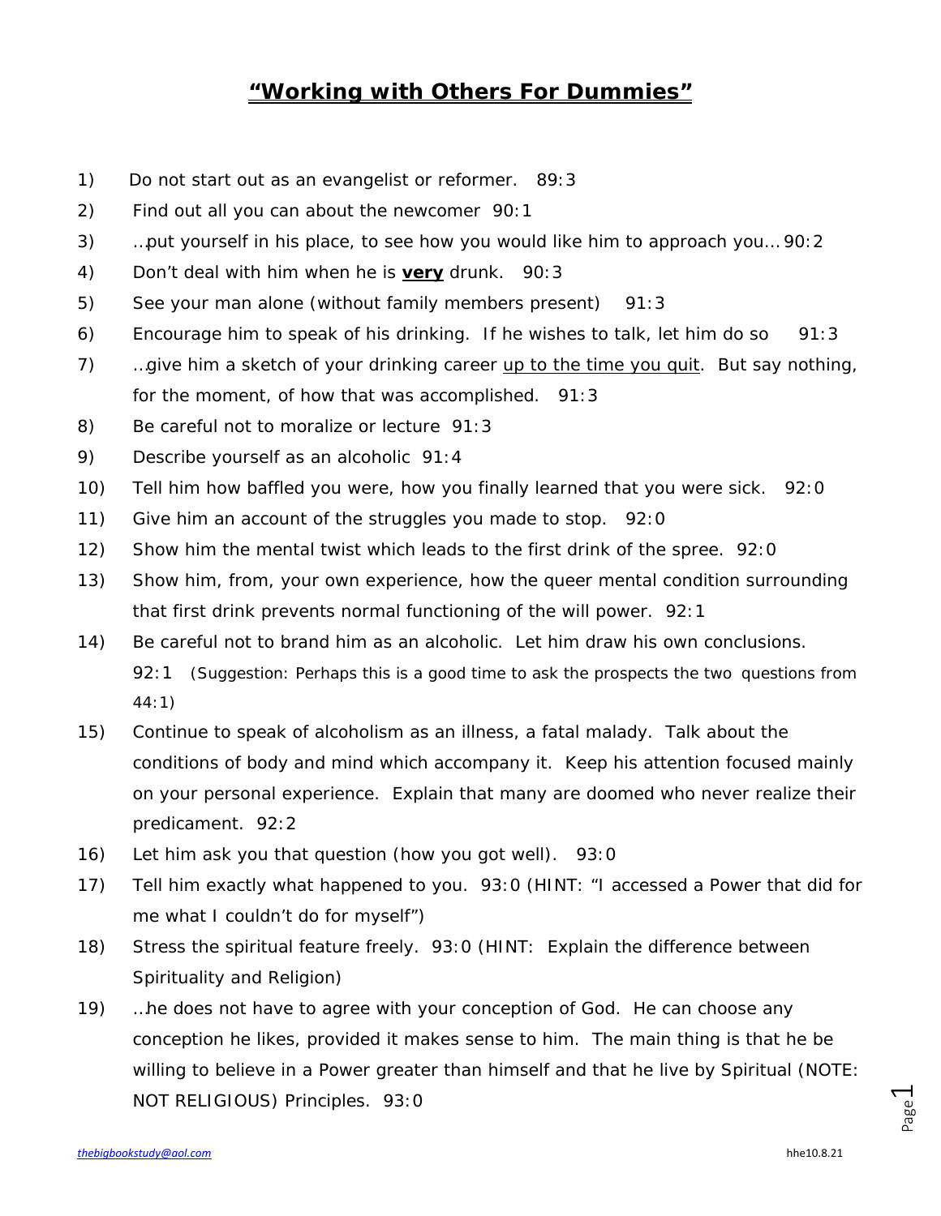# **"Working with Others For Dummies"**

1) Do not start out as an evangelist or reformer. 89:3
2) Find out all you can about the newcomer 90:1
3) …put yourself in his place, to see how you would like him to approach you… 90:2
4) Don't deal with him when he is **very** drunk. 90:3
5) See your man alone (without family members present) 91:3
6) Encourage him to speak of his drinking. If he wishes to talk, let him do so 91:3
7) …give him a sketch of your drinking career <u>up to the time you quit</u>. But say nothing, for the moment, of how that was accomplished. 91:3
8) Be careful not to moralize or lecture 91:3
9) Describe yourself as an alcoholic 91:4
10) Tell him how baffled you were, how you finally learned that you were sick. 92:0
11) Give him an account of the struggles you made to stop. 92:0
12) Show him the mental twist which leads to the first drink of the spree. 92:0
13) Show him, from, your own experience, how the queer mental condition surrounding that first drink prevents normal functioning of the will power. 92:1
14) Be careful not to brand him as an alcoholic. Let him draw his own conclusions. 92:1 (Suggestion: Perhaps this is a good time to ask the prospects the two questions from 44:1)
15) Continue to speak of alcoholism as an illness, a fatal malady. Talk about the conditions of body and mind which accompany it. Keep his attention focused mainly on your personal experience. Explain that many are doomed who never realize their predicament. 92:2
16) Let him ask you that question (how you got well). 93:0
17) Tell him exactly what happened to you. 93:0 (HINT: "I accessed a Power that did for me what I couldn't do for myself")
18) Stress the spiritual feature freely. 93:0 (HINT: Explain the difference between Spirituality and Religion)
19) …he does not have to agree with your conception of God. He can choose any conception he likes, provided it makes sense to him. The main thing is that he be willing to believe in a Power greater than himself and that he live by Spiritual (NOTE: NOT RELIGIOUS) Principles. 93:0

thebigbookstudy@aol.com hhe10.8.21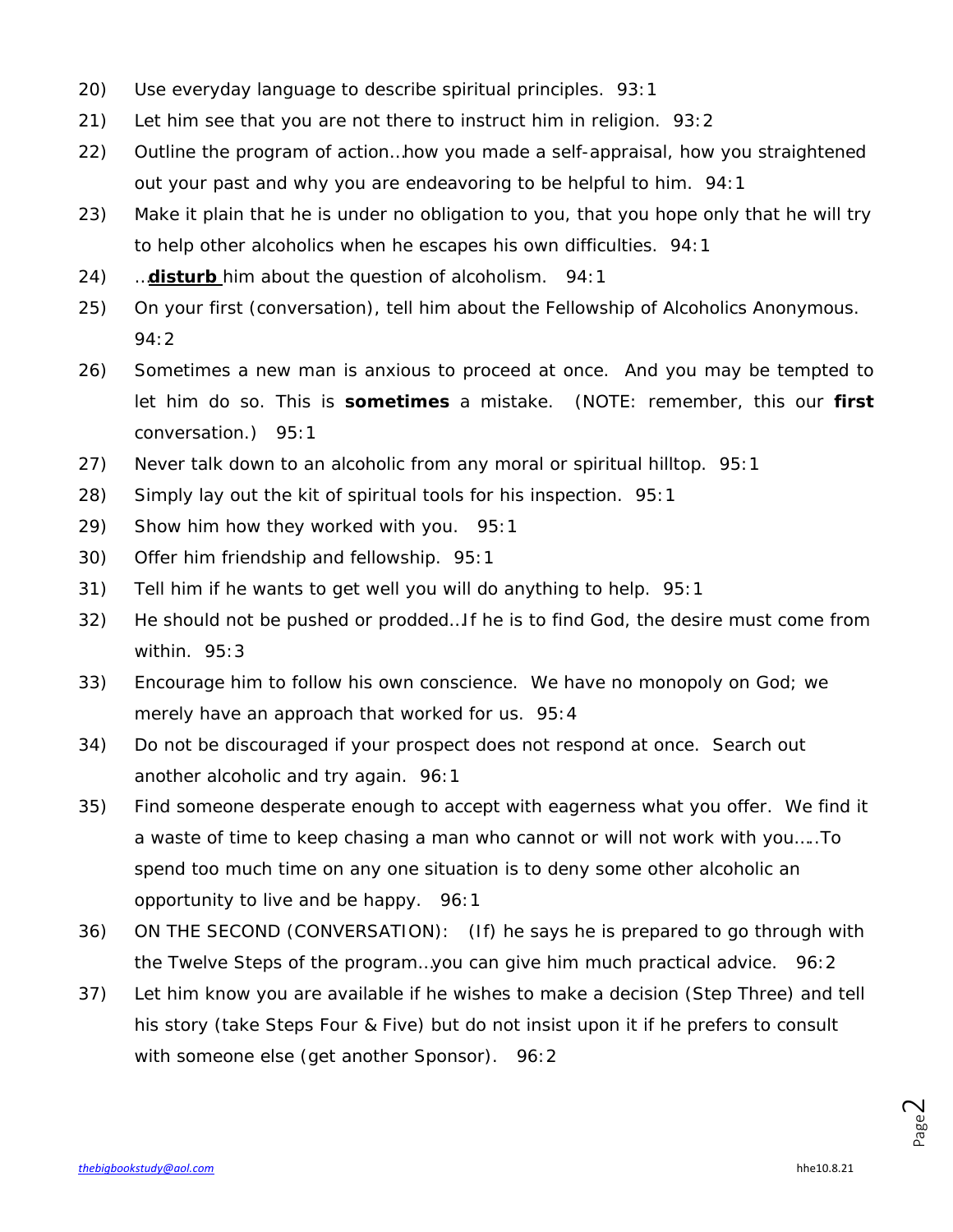20) Use everyday language to describe spiritual principles. 93:1

21) Let him see that you are not there to instruct him in religion. 93:2

22) Outline the program of action…how you made a self-appraisal, how you straightened out your past and why you are endeavoring to be helpful to him. 94:1

23) Make it plain that he is under no obligation to you, that you hope only that he will try to help other alcoholics when he escapes his own difficulties. 94:1

24) …**disturb** him about the question of alcoholism. 94:1

25) On your first (conversation), tell him about the Fellowship of Alcoholics Anonymous. 94:2

26) Sometimes a new man is anxious to proceed at once. And you may be tempted to let him do so. This is **sometimes** a mistake. (NOTE: remember, this our **first** conversation.) 95:1

27) Never talk down to an alcoholic from any moral or spiritual hilltop. 95:1

28) Simply lay out the kit of spiritual tools for his inspection. 95:1

29) Show him how they worked with you. 95:1

30) Offer him friendship and fellowship. 95:1

31) Tell him if he wants to get well you will do anything to help. 95:1

32) He should not be pushed or prodded…If he is to find God, the desire must come from within. 95:3

33) Encourage him to follow his own conscience. We have no monopoly on God; we merely have an approach that worked for us. 95:4

34) Do not be discouraged if your prospect does not respond at once. Search out another alcoholic and try again. 96:1

35) Find someone desperate enough to accept with eagerness what you offer. We find it a waste of time to keep chasing a man who cannot or will not work with you…..To spend too much time on any one situation is to deny some other alcoholic an opportunity to live and be happy. 96:1

36) ON THE SECOND (CONVERSATION): (If) he says he is prepared to go through with the Twelve Steps of the program…you can give him much practical advice. 96:2

37) Let him know you are available if he wishes to make a decision (Step Three) and tell his story (take Steps Four & Five) but do not insist upon it if he prefers to consult with someone else (get another Sponsor). 96:2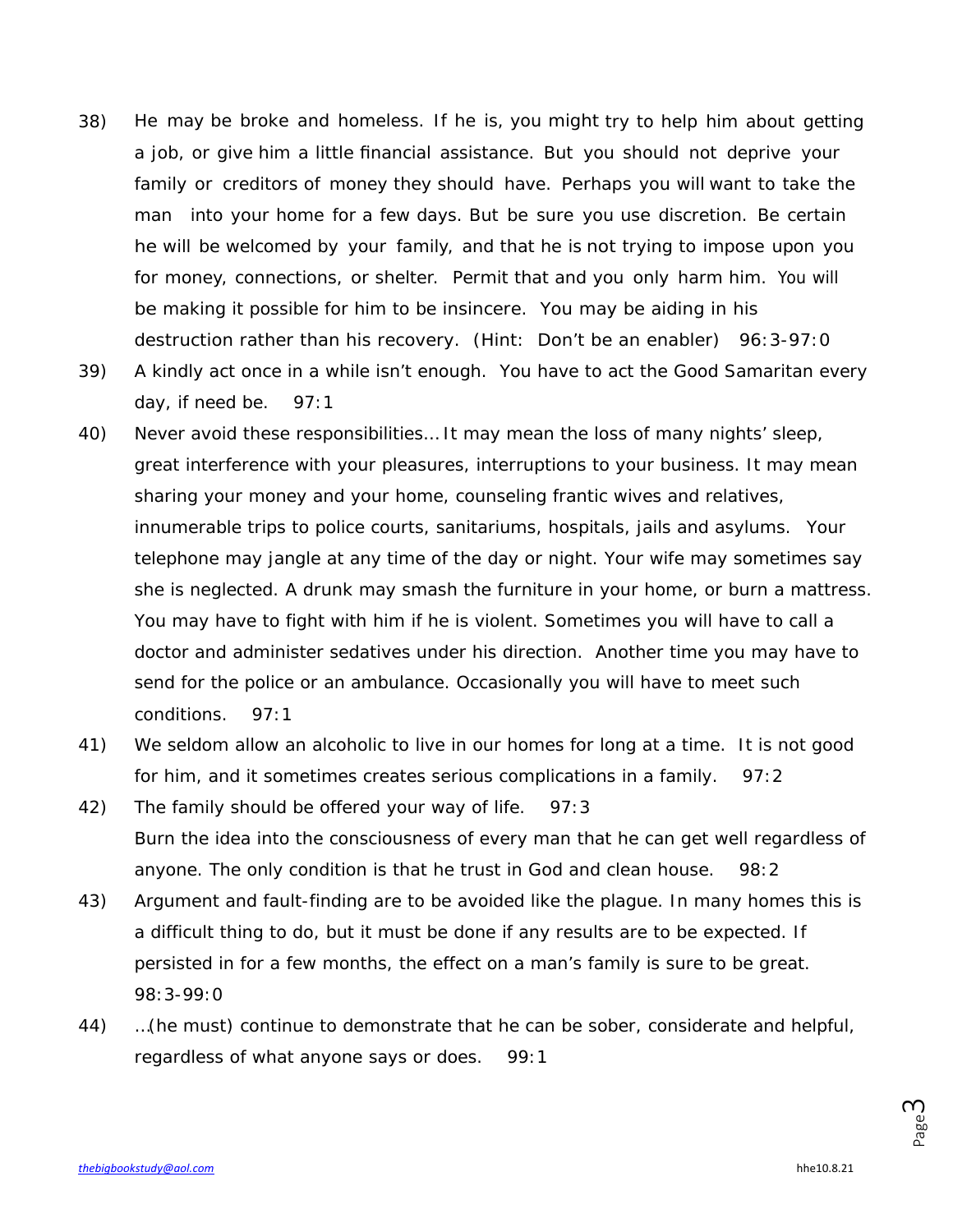38) He may be broke and homeless. If he is, you might try to help him about getting a job, or give him a little financial assistance. But you should not deprive your family or creditors of money they should have. Perhaps you will want to take the man into your home for a few days. But be sure you use discretion. Be certain he will be welcomed by your family, and that he is not trying to impose upon you for money, connections, or shelter. Permit that and you only harm him. You will be making it possible for him to be insincere. You may be aiding in his destruction rather than his recovery. (Hint: Don't be an enabler) 96:3-97:0

39) A kindly act once in a while isn't enough. You have to act the Good Samaritan every day, if need be. 97:1

40) Never avoid these responsibilities… It may mean the loss of many nights' sleep, great interference with your pleasures, interruptions to your business. It may mean sharing your money and your home, counseling frantic wives and relatives, innumerable trips to police courts, sanitariums, hospitals, jails and asylums. Your telephone may jangle at any time of the day or night. Your wife may sometimes say she is neglected. A drunk may smash the furniture in your home, or burn a mattress. You may have to fight with him if he is violent. Sometimes you will have to call a doctor and administer sedatives under his direction. Another time you may have to send for the police or an ambulance. Occasionally you will have to meet such conditions. 97:1

41) We seldom allow an alcoholic to live in our homes for long at a time. It is not good for him, and it sometimes creates serious complications in a family. 97:2

42) The family should be offered your way of life. 97:3
Burn the idea into the consciousness of every man that he can get well regardless of anyone. The only condition is that he trust in God and clean house. 98:2

43) Argument and fault-finding are to be avoided like the plague. In many homes this is a difficult thing to do, but it must be done if any results are to be expected. If persisted in for a few months, the effect on a man's family is sure to be great. 98:3-99:0

44) …(he must) continue to demonstrate that he can be sober, considerate and helpful, regardless of what anyone says or does. 99:1

thebigbookstudy@aol.com hhe10.8.21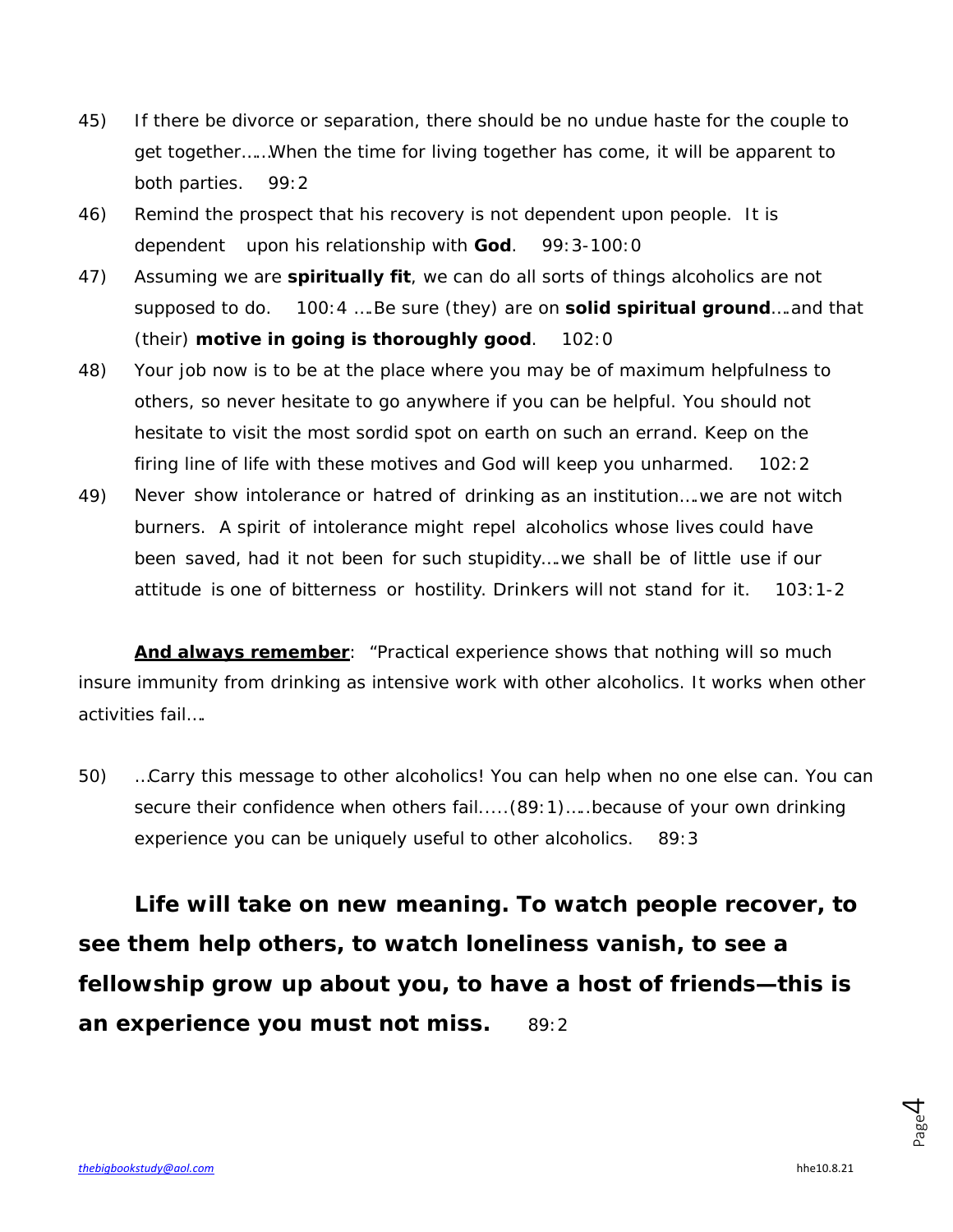45) If there be divorce or separation, there should be no undue haste for the couple to get together……When the time for living together has come, it will be apparent to both parties. 99:2

46) Remind the prospect that his recovery is not dependent upon people. It is dependent upon his relationship with **God**. 99:3-100:0

47) Assuming we are **spiritually fit**, we can do all sorts of things alcoholics are not supposed to do. 100:4 ….Be sure (they) are on **solid spiritual ground**….and that (their) **motive in going is thoroughly good**. 102:0

48) Your job now is to be at the place where you may be of maximum helpfulness to others, so never hesitate to go anywhere if you can be helpful. You should not hesitate to visit the most sordid spot on earth on such an errand. Keep on the firing line of life with these motives and God will keep you unharmed. 102:2

49) Never show intolerance or hatred of drinking as an institution….we are not witch burners. A spirit of intolerance might repel alcoholics whose lives could have been saved, had it not been for such stupidity….we shall be of little use if our attitude is one of bitterness or hostility. Drinkers will not stand for it. 103:1-2

**<u>And always remember</u>**: "Practical experience shows that nothing will so much insure immunity from drinking as intensive work with other alcoholics. It works when other activities fail….

50) …Carry this message to other alcoholics! You can help when no one else can. You can secure their confidence when others fail.....(89:1)…..because of your own drinking experience you can be uniquely useful to other alcoholics. 89:3

**Life will take on new meaning. To watch people recover, to see them help others, to watch loneliness vanish, to see a fellowship grow up about you, to have a host of friends—this is an experience you must not miss.** 89:2

thebigbookstudy@aol.com hhe10.8.21